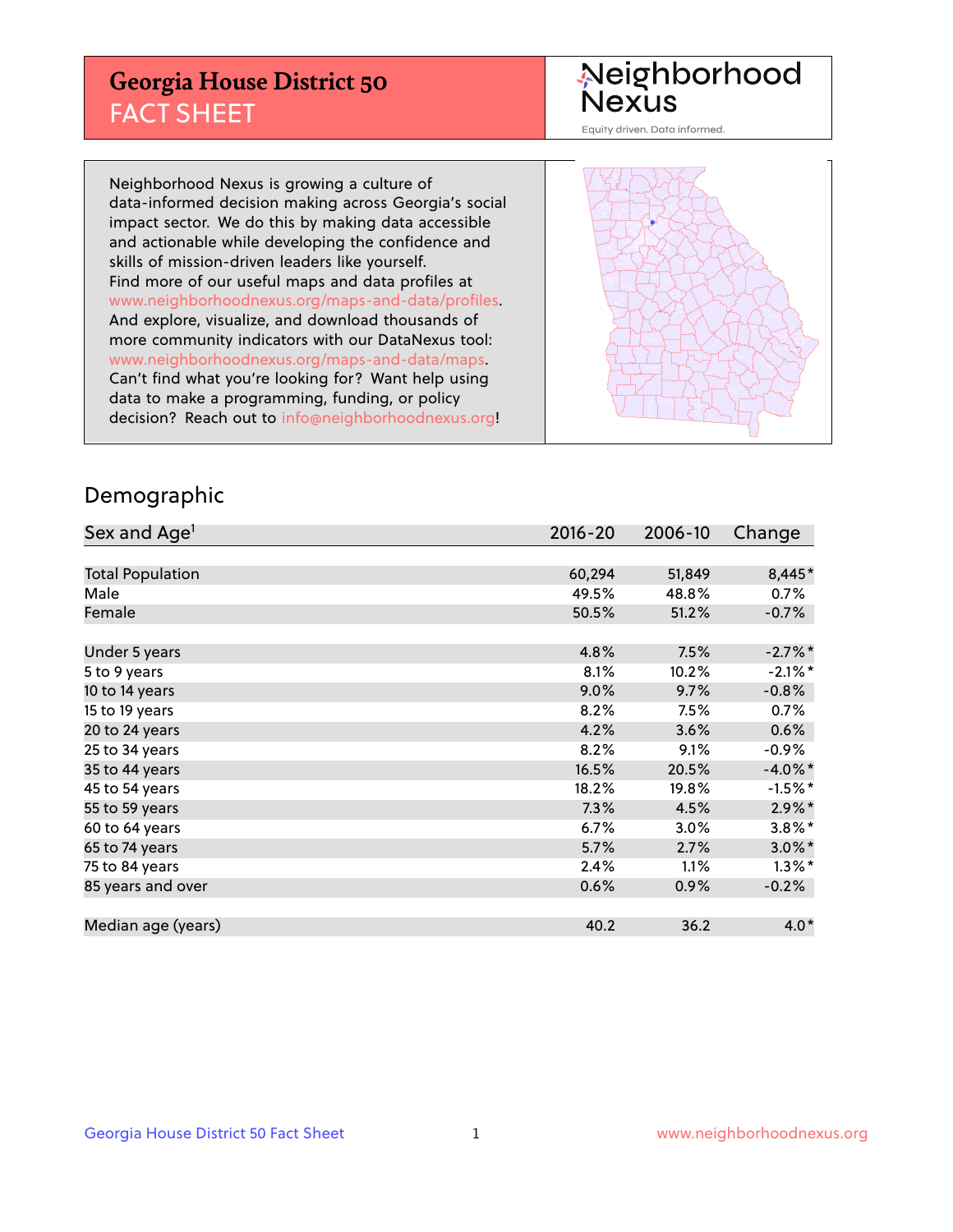# Georgia House District 50
## FACT SHEET

Neighborhood Nexus
Equity driven. Data informed.

Neighborhood Nexus is growing a culture of data-informed decision making across Georgia's social impact sector. We do this by making data accessible and actionable while developing the confidence and skills of mission-driven leaders like yourself. Find more of our useful maps and data profiles at www.neighborhoodnexus.org/maps-and-data/profiles. And explore, visualize, and download thousands of more community indicators with our DataNexus tool: www.neighborhoodnexus.org/maps-and-data/maps. Can't find what you're looking for? Want help using data to make a programming, funding, or policy decision? Reach out to info@neighborhoodnexus.org!

## Demographic

| Sex and Age[1] | 2016-20 | 2006-10 | Change |
|---|---|---|---|
| Total Population | 60,294 | 51,849 | 8,445* |
| Male | 49.5% | 48.8% | 0.7% |
| Female | 50.5% | 51.2% | -0.7% |
| | | | |
| Under 5 years | 4.8% | 7.5% | -2.7%* |
| 5 to 9 years | 8.1% | 10.2% | -2.1%* |
| 10 to 14 years | 9.0% | 9.7% | -0.8% |
| 15 to 19 years | 8.2% | 7.5% | 0.7% |
| 20 to 24 years | 4.2% | 3.6% | 0.6% |
| 25 to 34 years | 8.2% | 9.1% | -0.9% |
| 35 to 44 years | 16.5% | 20.5% | -4.0%* |
| 45 to 54 years | 18.2% | 19.8% | -1.5%* |
| 55 to 59 years | 7.3% | 4.5% | 2.9%* |
| 60 to 64 years | 6.7% | 3.0% | 3.8%* |
| 65 to 74 years | 5.7% | 2.7% | 3.0%* |
| 75 to 84 years | 2.4% | 1.1% | 1.3%* |
| 85 years and over | 0.6% | 0.9% | -0.2% |
| | | | |
| Median age (years) | 40.2 | 36.2 | 4.0* |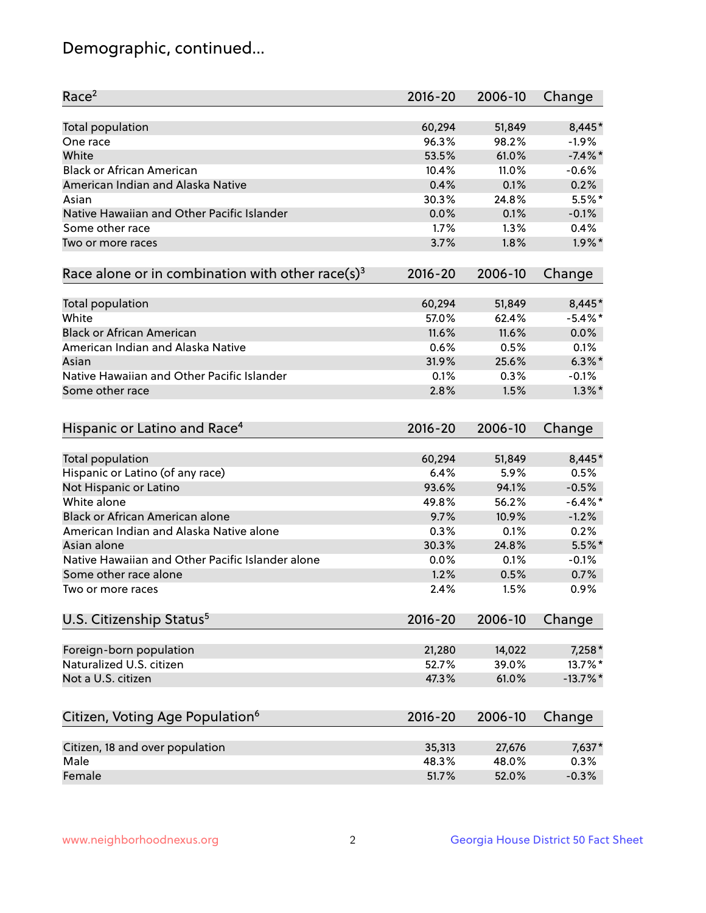# Demographic, continued...

| Race[2] | 2016-20 | 2006-10 | Change |
|---|---|---|---|
| Total population | 60,294 | 51,849 | 8,445* |
| One race | 96.3% | 98.2% | -1.9% |
| White | 53.5% | 61.0% | -7.4%* |
| Black or African American | 10.4% | 11.0% | -0.6% |
| American Indian and Alaska Native | 0.4% | 0.1% | 0.2% |
| Asian | 30.3% | 24.8% | 5.5%* |
| Native Hawaiian and Other Pacific Islander | 0.0% | 0.1% | -0.1% |
| Some other race | 1.7% | 1.3% | 0.4% |
| Two or more races | 3.7% | 1.8% | 1.9%* |

| Race alone or in combination with other race(s)[3] | 2016-20 | 2006-10 | Change |
|---|---|---|---|
| Total population | 60,294 | 51,849 | 8,445* |
| White | 57.0% | 62.4% | -5.4%* |
| Black or African American | 11.6% | 11.6% | 0.0% |
| American Indian and Alaska Native | 0.6% | 0.5% | 0.1% |
| Asian | 31.9% | 25.6% | 6.3%* |
| Native Hawaiian and Other Pacific Islander | 0.1% | 0.3% | -0.1% |
| Some other race | 2.8% | 1.5% | 1.3%* |

| Hispanic or Latino and Race[4] | 2016-20 | 2006-10 | Change |
|---|---|---|---|
| Total population | 60,294 | 51,849 | 8,445* |
| Hispanic or Latino (of any race) | 6.4% | 5.9% | 0.5% |
| Not Hispanic or Latino | 93.6% | 94.1% | -0.5% |
| White alone | 49.8% | 56.2% | -6.4%* |
| Black or African American alone | 9.7% | 10.9% | -1.2% |
| American Indian and Alaska Native alone | 0.3% | 0.1% | 0.2% |
| Asian alone | 30.3% | 24.8% | 5.5%* |
| Native Hawaiian and Other Pacific Islander alone | 0.0% | 0.1% | -0.1% |
| Some other race alone | 1.2% | 0.5% | 0.7% |
| Two or more races | 2.4% | 1.5% | 0.9% |

| U.S. Citizenship Status[5] | 2016-20 | 2006-10 | Change |
|---|---|---|---|
| Foreign-born population | 21,280 | 14,022 | 7,258* |
| Naturalized U.S. citizen | 52.7% | 39.0% | 13.7%* |
| Not a U.S. citizen | 47.3% | 61.0% | -13.7%* |

| Citizen, Voting Age Population[6] | 2016-20 | 2006-10 | Change |
|---|---|---|---|
| Citizen, 18 and over population | 35,313 | 27,676 | 7,637* |
| Male | 48.3% | 48.0% | 0.3% |
| Female | 51.7% | 52.0% | -0.3% |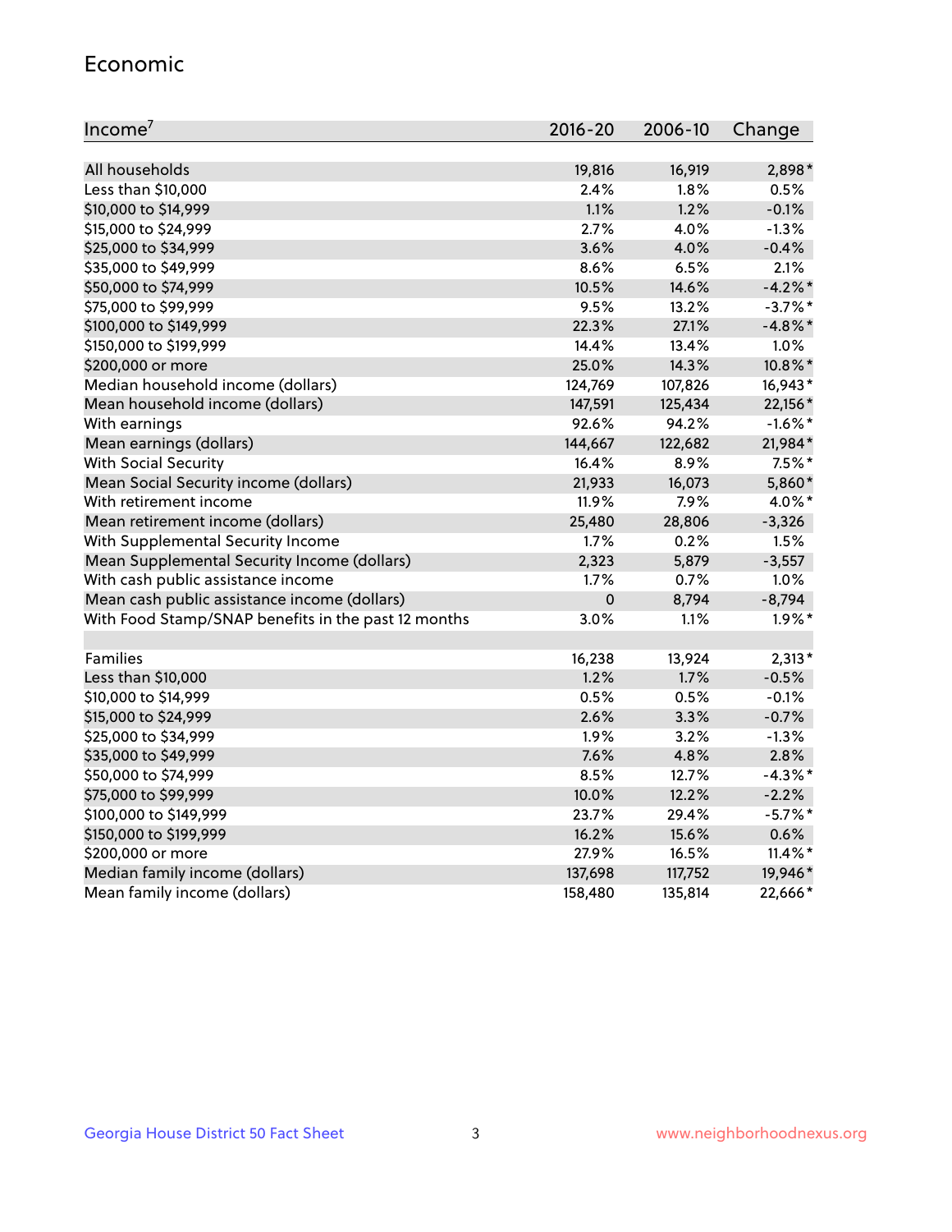## Economic

| Income[7] | 2016-20 | 2006-10 | Change |
|---|---|---|---|
| All households | 19,816 | 16,919 | 2,898* |
| Less than $10,000 | 2.4% | 1.8% | 0.5% |
| $10,000 to $14,999 | 1.1% | 1.2% | -0.1% |
| $15,000 to $24,999 | 2.7% | 4.0% | -1.3% |
| $25,000 to $34,999 | 3.6% | 4.0% | -0.4% |
| $35,000 to $49,999 | 8.6% | 6.5% | 2.1% |
| $50,000 to $74,999 | 10.5% | 14.6% | -4.2%* |
| $75,000 to $99,999 | 9.5% | 13.2% | -3.7%* |
| $100,000 to $149,999 | 22.3% | 27.1% | -4.8%* |
| $150,000 to $199,999 | 14.4% | 13.4% | 1.0% |
| $200,000 or more | 25.0% | 14.3% | 10.8%* |
| Median household income (dollars) | 124,769 | 107,826 | 16,943* |
| Mean household income (dollars) | 147,591 | 125,434 | 22,156* |
| With earnings | 92.6% | 94.2% | -1.6%* |
| Mean earnings (dollars) | 144,667 | 122,682 | 21,984* |
| With Social Security | 16.4% | 8.9% | 7.5%* |
| Mean Social Security income (dollars) | 21,933 | 16,073 | 5,860* |
| With retirement income | 11.9% | 7.9% | 4.0%* |
| Mean retirement income (dollars) | 25,480 | 28,806 | -3,326 |
| With Supplemental Security Income | 1.7% | 0.2% | 1.5% |
| Mean Supplemental Security Income (dollars) | 2,323 | 5,879 | -3,557 |
| With cash public assistance income | 1.7% | 0.7% | 1.0% |
| Mean cash public assistance income (dollars) | 0 | 8,794 | -8,794 |
| With Food Stamp/SNAP benefits in the past 12 months | 3.0% | 1.1% | 1.9%* |
| | | | |
| Families | 16,238 | 13,924 | 2,313* |
| Less than $10,000 | 1.2% | 1.7% | -0.5% |
| $10,000 to $14,999 | 0.5% | 0.5% | -0.1% |
| $15,000 to $24,999 | 2.6% | 3.3% | -0.7% |
| $25,000 to $34,999 | 1.9% | 3.2% | -1.3% |
| $35,000 to $49,999 | 7.6% | 4.8% | 2.8% |
| $50,000 to $74,999 | 8.5% | 12.7% | -4.3%* |
| $75,000 to $99,999 | 10.0% | 12.2% | -2.2% |
| $100,000 to $149,999 | 23.7% | 29.4% | -5.7%* |
| $150,000 to $199,999 | 16.2% | 15.6% | 0.6% |
| $200,000 or more | 27.9% | 16.5% | 11.4%* |
| Median family income (dollars) | 137,698 | 117,752 | 19,946* |
| Mean family income (dollars) | 158,480 | 135,814 | 22,666* |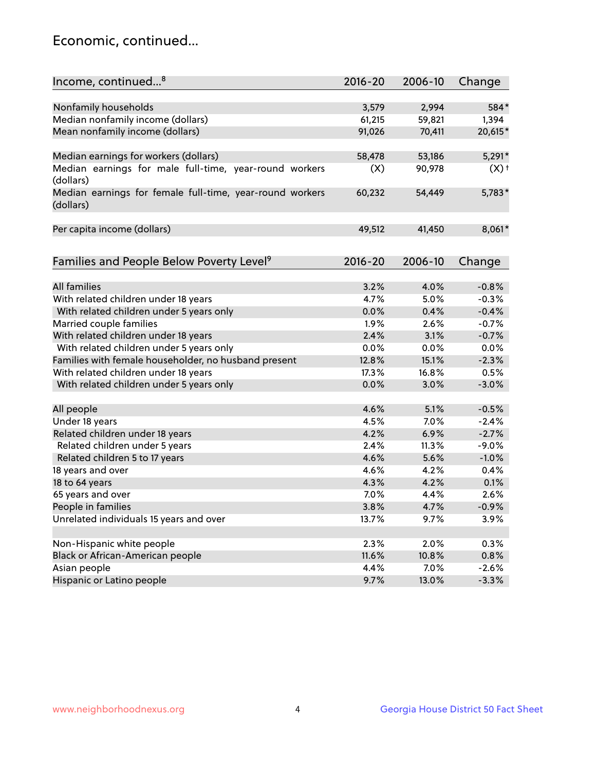## Economic, continued...

| Income, continued...[8] | 2016-20 | 2006-10 | Change |
|---|---|---|---|
| Nonfamily households | 3,579 | 2,994 | 584* |
| Median nonfamily income (dollars) | 61,215 | 59,821 | 1,394 |
| Mean nonfamily income (dollars) | 91,026 | 70,411 | 20,615* |
| Median earnings for workers (dollars) | 58,478 | 53,186 | 5,291* |
| Median earnings for male full-time, year-round workers (dollars) | (X) | 90,978 | (X) † |
| Median earnings for female full-time, year-round workers (dollars) | 60,232 | 54,449 | 5,783* |
| Per capita income (dollars) | 49,512 | 41,450 | 8,061* |

| Families and People Below Poverty Level[9] | 2016-20 | 2006-10 | Change |
|---|---|---|---|
| All families | 3.2% | 4.0% | -0.8% |
| With related children under 18 years | 4.7% | 5.0% | -0.3% |
| With related children under 5 years only | 0.0% | 0.4% | -0.4% |
| Married couple families | 1.9% | 2.6% | -0.7% |
| With related children under 18 years | 2.4% | 3.1% | -0.7% |
| With related children under 5 years only | 0.0% | 0.0% | 0.0% |
| Families with female householder, no husband present | 12.8% | 15.1% | -2.3% |
| With related children under 18 years | 17.3% | 16.8% | 0.5% |
| With related children under 5 years only | 0.0% | 3.0% | -3.0% |
| All people | 4.6% | 5.1% | -0.5% |
| Under 18 years | 4.5% | 7.0% | -2.4% |
| Related children under 18 years | 4.2% | 6.9% | -2.7% |
| Related children under 5 years | 2.4% | 11.3% | -9.0% |
| Related children 5 to 17 years | 4.6% | 5.6% | -1.0% |
| 18 years and over | 4.6% | 4.2% | 0.4% |
| 18 to 64 years | 4.3% | 4.2% | 0.1% |
| 65 years and over | 7.0% | 4.4% | 2.6% |
| People in families | 3.8% | 4.7% | -0.9% |
| Unrelated individuals 15 years and over | 13.7% | 9.7% | 3.9% |
| Non-Hispanic white people | 2.3% | 2.0% | 0.3% |
| Black or African-American people | 11.6% | 10.8% | 0.8% |
| Asian people | 4.4% | 7.0% | -2.6% |
| Hispanic or Latino people | 9.7% | 13.0% | -3.3% |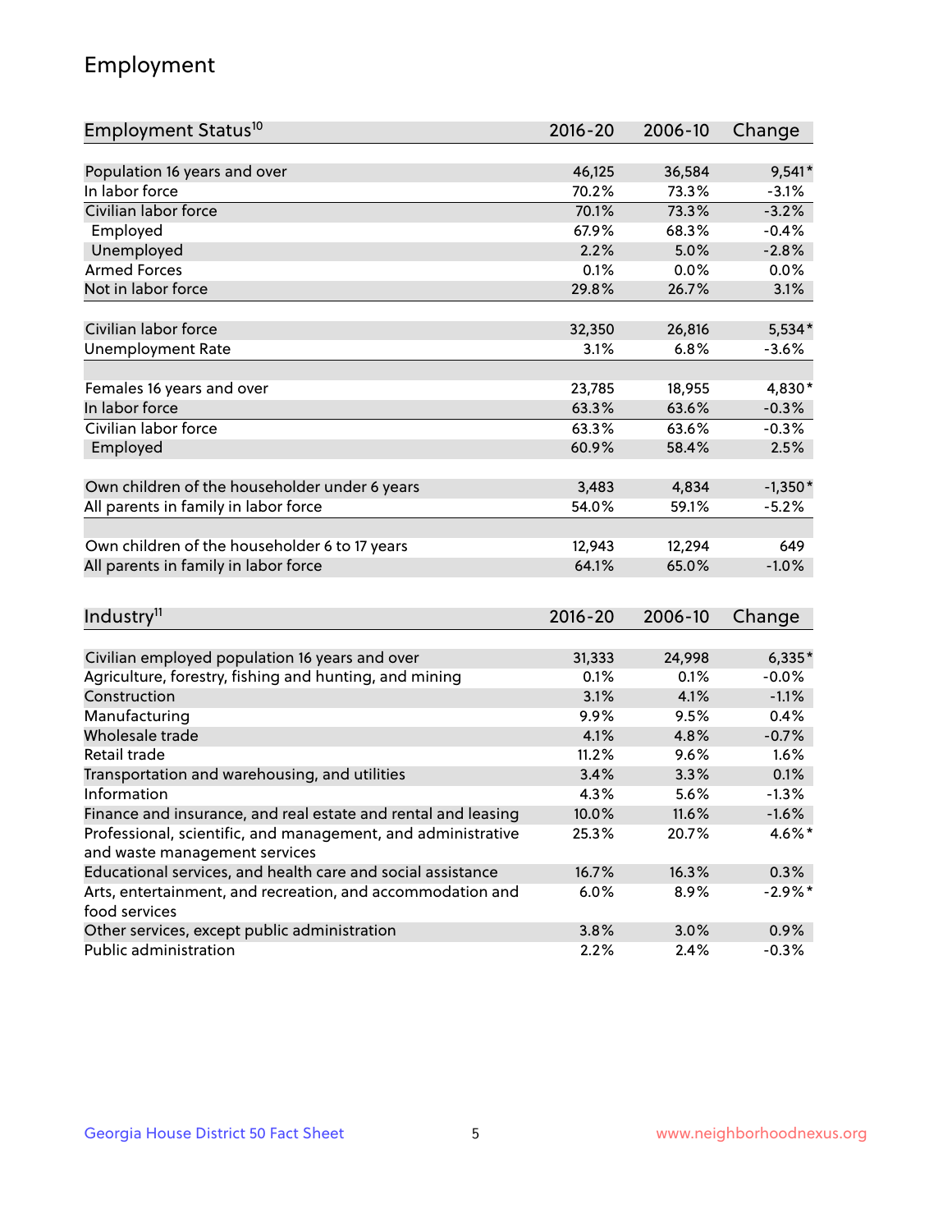## Employment

| Employment Status[10] | 2016-20 | 2006-10 | Change |
|---|---|---|---|
| Population 16 years and over | 46,125 | 36,584 | 9,541* |
| In labor force | 70.2% | 73.3% | -3.1% |
| Civilian labor force | 70.1% | 73.3% | -3.2% |
| Employed | 67.9% | 68.3% | -0.4% |
| Unemployed | 2.2% | 5.0% | -2.8% |
| Armed Forces | 0.1% | 0.0% | 0.0% |
| Not in labor force | 29.8% | 26.7% | 3.1% |
| | | | |
| Civilian labor force | 32,350 | 26,816 | 5,534* |
| Unemployment Rate | 3.1% | 6.8% | -3.6% |
| | | | |
| Females 16 years and over | 23,785 | 18,955 | 4,830* |
| In labor force | 63.3% | 63.6% | -0.3% |
| Civilian labor force | 63.3% | 63.6% | -0.3% |
| Employed | 60.9% | 58.4% | 2.5% |
| | | | |
| Own children of the householder under 6 years | 3,483 | 4,834 | -1,350* |
| All parents in family in labor force | 54.0% | 59.1% | -5.2% |
| | | | |
| Own children of the householder 6 to 17 years | 12,943 | 12,294 | 649 |
| All parents in family in labor force | 64.1% | 65.0% | -1.0% |

| Industry[11] | 2016-20 | 2006-10 | Change |
|---|---|---|---|
| Civilian employed population 16 years and over | 31,333 | 24,998 | 6,335* |
| Agriculture, forestry, fishing and hunting, and mining | 0.1% | 0.1% | -0.0% |
| Construction | 3.1% | 4.1% | -1.1% |
| Manufacturing | 9.9% | 9.5% | 0.4% |
| Wholesale trade | 4.1% | 4.8% | -0.7% |
| Retail trade | 11.2% | 9.6% | 1.6% |
| Transportation and warehousing, and utilities | 3.4% | 3.3% | 0.1% |
| Information | 4.3% | 5.6% | -1.3% |
| Finance and insurance, and real estate and rental and leasing | 10.0% | 11.6% | -1.6% |
| Professional, scientific, and management, and administrative and waste management services | 25.3% | 20.7% | 4.6%* |
| Educational services, and health care and social assistance | 16.7% | 16.3% | 0.3% |
| Arts, entertainment, and recreation, and accommodation and food services | 6.0% | 8.9% | -2.9%* |
| Other services, except public administration | 3.8% | 3.0% | 0.9% |
| Public administration | 2.2% | 2.4% | -0.3% |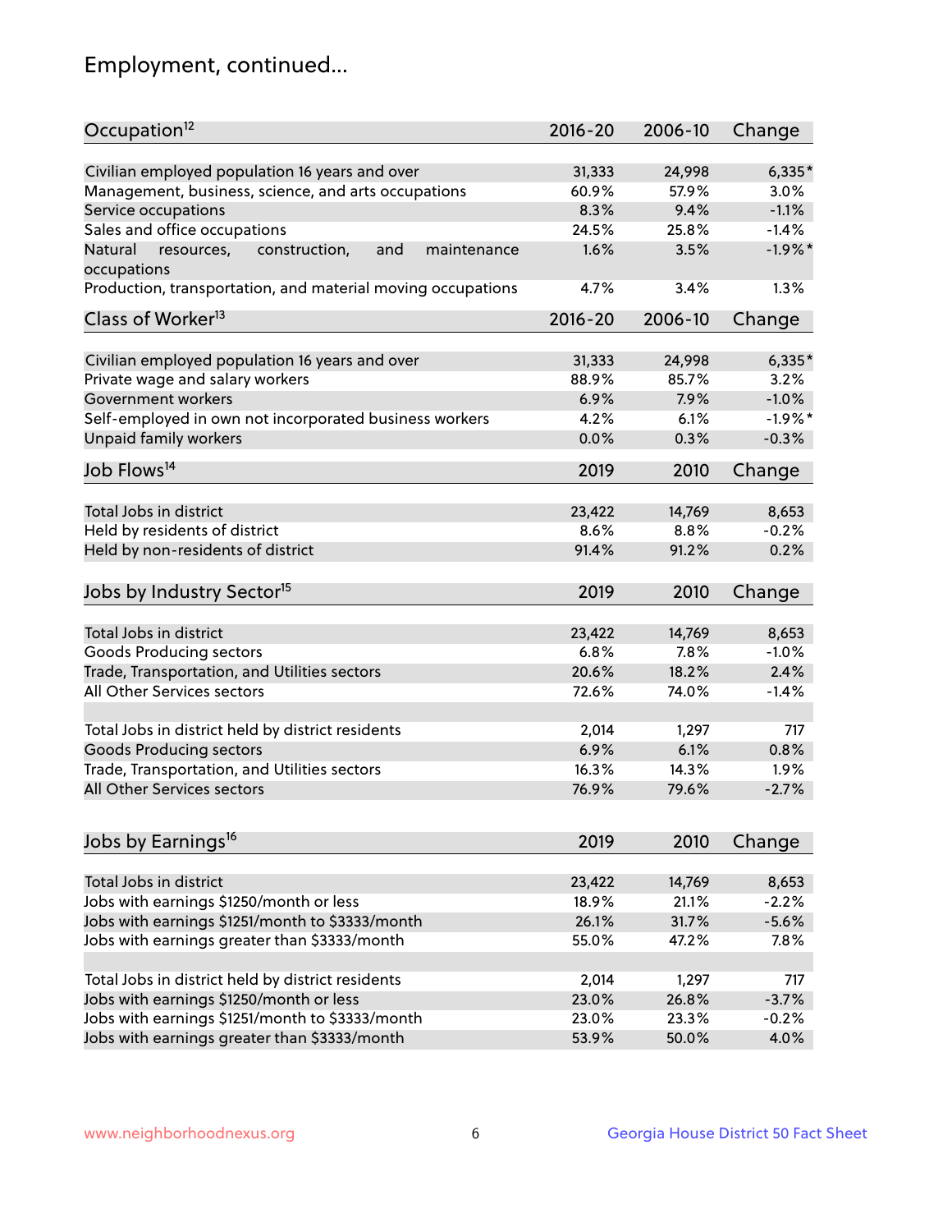# Employment, continued...

| Occupation[12] | 2016-20 | 2006-10 | Change |
|---|---|---|---|
| Civilian employed population 16 years and over | 31,333 | 24,998 | 6,335* |
| Management, business, science, and arts occupations | 60.9% | 57.9% | 3.0% |
| Service occupations | 8.3% | 9.4% | -1.1% |
| Sales and office occupations | 24.5% | 25.8% | -1.4% |
| Natural resources, construction, and maintenance occupations | 1.6% | 3.5% | -1.9%* |
| Production, transportation, and material moving occupations | 4.7% | 3.4% | 1.3% |

| Class of Worker[13] | 2016-20 | 2006-10 | Change |
|---|---|---|---|
| Civilian employed population 16 years and over | 31,333 | 24,998 | 6,335* |
| Private wage and salary workers | 88.9% | 85.7% | 3.2% |
| Government workers | 6.9% | 7.9% | -1.0% |
| Self-employed in own not incorporated business workers | 4.2% | 6.1% | -1.9%* |
| Unpaid family workers | 0.0% | 0.3% | -0.3% |

| Job Flows[14] | 2019 | 2010 | Change |
|---|---|---|---|
| Total Jobs in district | 23,422 | 14,769 | 8,653 |
| Held by residents of district | 8.6% | 8.8% | -0.2% |
| Held by non-residents of district | 91.4% | 91.2% | 0.2% |

| Jobs by Industry Sector[15] | 2019 | 2010 | Change |
|---|---|---|---|
| Total Jobs in district | 23,422 | 14,769 | 8,653 |
| Goods Producing sectors | 6.8% | 7.8% | -1.0% |
| Trade, Transportation, and Utilities sectors | 20.6% | 18.2% | 2.4% |
| All Other Services sectors | 72.6% | 74.0% | -1.4% |
| | | | |
| Total Jobs in district held by district residents | 2,014 | 1,297 | 717 |
| Goods Producing sectors | 6.9% | 6.1% | 0.8% |
| Trade, Transportation, and Utilities sectors | 16.3% | 14.3% | 1.9% |
| All Other Services sectors | 76.9% | 79.6% | -2.7% |

| Jobs by Earnings[16] | 2019 | 2010 | Change |
|---|---|---|---|
| Total Jobs in district | 23,422 | 14,769 | 8,653 |
| Jobs with earnings $1250/month or less | 18.9% | 21.1% | -2.2% |
| Jobs with earnings $1251/month to $3333/month | 26.1% | 31.7% | -5.6% |
| Jobs with earnings greater than $3333/month | 55.0% | 47.2% | 7.8% |
| | | | |
| Total Jobs in district held by district residents | 2,014 | 1,297 | 717 |
| Jobs with earnings $1250/month or less | 23.0% | 26.8% | -3.7% |
| Jobs with earnings $1251/month to $3333/month | 23.0% | 23.3% | -0.2% |
| Jobs with earnings greater than $3333/month | 53.9% | 50.0% | 4.0% |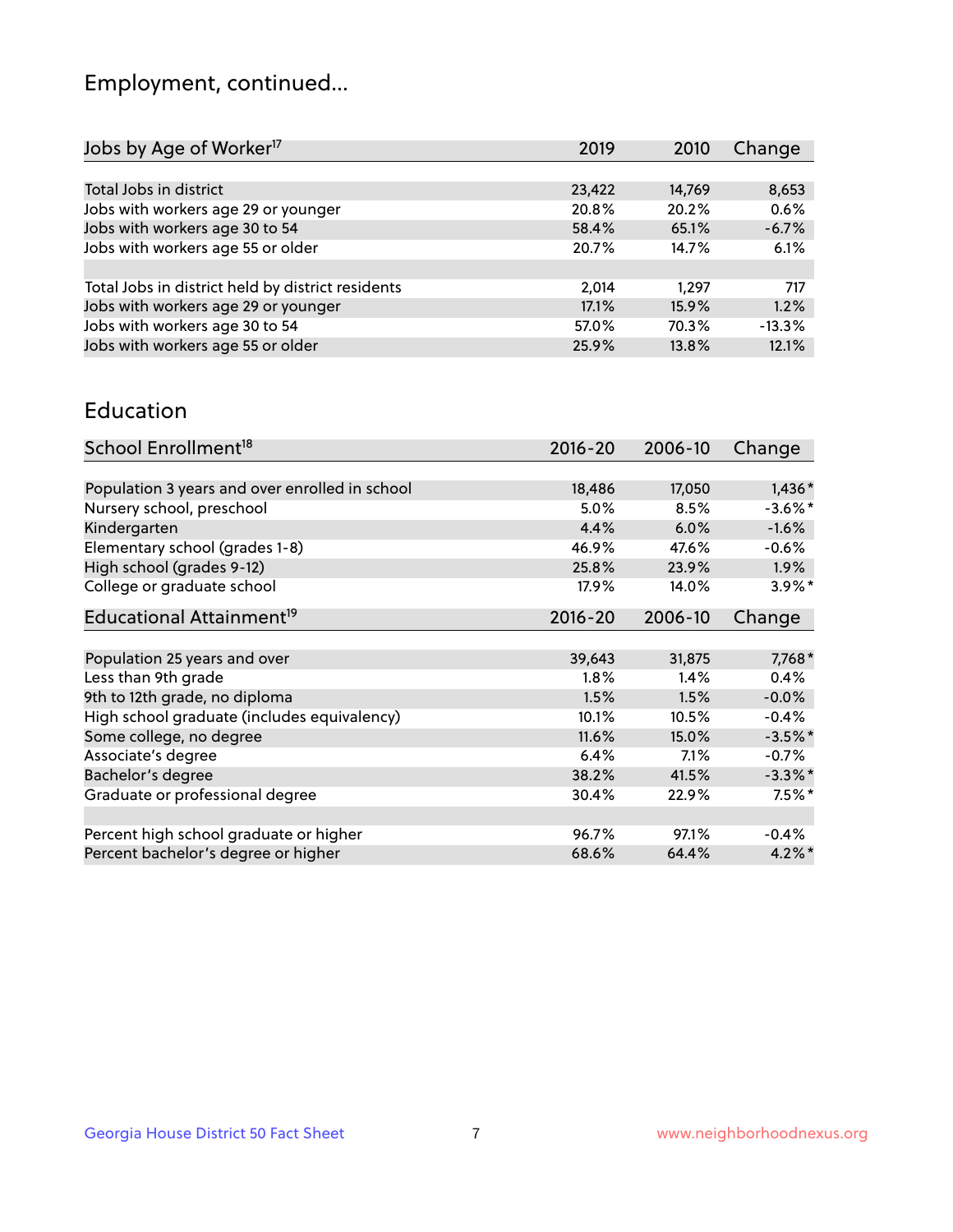## Employment, continued...

| Jobs by Age of Worker[17] | 2019 | 2010 | Change |
|---|---|---|---|
| Total Jobs in district | 23,422 | 14,769 | 8,653 |
| Jobs with workers age 29 or younger | 20.8% | 20.2% | 0.6% |
| Jobs with workers age 30 to 54 | 58.4% | 65.1% | -6.7% |
| Jobs with workers age 55 or older | 20.7% | 14.7% | 6.1% |
| | | | |
| Total Jobs in district held by district residents | 2,014 | 1,297 | 717 |
| Jobs with workers age 29 or younger | 17.1% | 15.9% | 1.2% |
| Jobs with workers age 30 to 54 | 57.0% | 70.3% | -13.3% |
| Jobs with workers age 55 or older | 25.9% | 13.8% | 12.1% |

## Education

| School Enrollment[18] | 2016-20 | 2006-10 | Change |
|---|---|---|---|
| Population 3 years and over enrolled in school | 18,486 | 17,050 | 1,436* |
| Nursery school, preschool | 5.0% | 8.5% | -3.6%* |
| Kindergarten | 4.4% | 6.0% | -1.6% |
| Elementary school (grades 1-8) | 46.9% | 47.6% | -0.6% |
| High school (grades 9-12) | 25.8% | 23.9% | 1.9% |
| College or graduate school | 17.9% | 14.0% | 3.9%* |

| Educational Attainment[19] | 2016-20 | 2006-10 | Change |
|---|---|---|---|
| Population 25 years and over | 39,643 | 31,875 | 7,768* |
| Less than 9th grade | 1.8% | 1.4% | 0.4% |
| 9th to 12th grade, no diploma | 1.5% | 1.5% | -0.0% |
| High school graduate (includes equivalency) | 10.1% | 10.5% | -0.4% |
| Some college, no degree | 11.6% | 15.0% | -3.5%* |
| Associate's degree | 6.4% | 7.1% | -0.7% |
| Bachelor's degree | 38.2% | 41.5% | -3.3%* |
| Graduate or professional degree | 30.4% | 22.9% | 7.5%* |
| | | | |
| Percent high school graduate or higher | 96.7% | 97.1% | -0.4% |
| Percent bachelor's degree or higher | 68.6% | 64.4% | 4.2%* |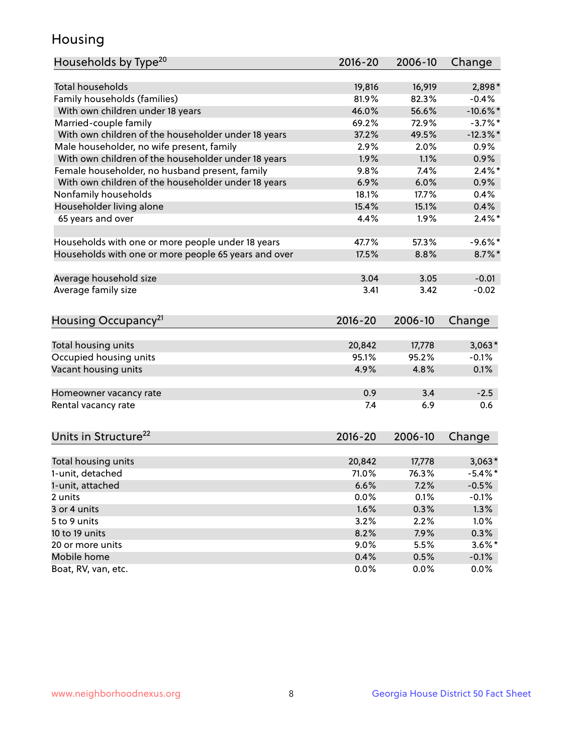## Housing

| Households by Type[20] | 2016-20 | 2006-10 | Change |
|---|---|---|---|
| Total households | 19,816 | 16,919 | 2,898* |
| Family households (families) | 81.9% | 82.3% | -0.4% |
| With own children under 18 years | 46.0% | 56.6% | -10.6%* |
| Married-couple family | 69.2% | 72.9% | -3.7%* |
| With own children of the householder under 18 years | 37.2% | 49.5% | -12.3%* |
| Male householder, no wife present, family | 2.9% | 2.0% | 0.9% |
| With own children of the householder under 18 years | 1.9% | 1.1% | 0.9% |
| Female householder, no husband present, family | 9.8% | 7.4% | 2.4%* |
| With own children of the householder under 18 years | 6.9% | 6.0% | 0.9% |
| Nonfamily households | 18.1% | 17.7% | 0.4% |
| Householder living alone | 15.4% | 15.1% | 0.4% |
| 65 years and over | 4.4% | 1.9% | 2.4%* |
| | | | |
| Households with one or more people under 18 years | 47.7% | 57.3% | -9.6%* |
| Households with one or more people 65 years and over | 17.5% | 8.8% | 8.7%* |
| | | | |
| Average household size | 3.04 | 3.05 | -0.01 |
| Average family size | 3.41 | 3.42 | -0.02 |

| Housing Occupancy[21] | 2016-20 | 2006-10 | Change |
|---|---|---|---|
| Total housing units | 20,842 | 17,778 | 3,063* |
| Occupied housing units | 95.1% | 95.2% | -0.1% |
| Vacant housing units | 4.9% | 4.8% | 0.1% |
| | | | |
| Homeowner vacancy rate | 0.9 | 3.4 | -2.5 |
| Rental vacancy rate | 7.4 | 6.9 | 0.6 |

| Units in Structure[22] | 2016-20 | 2006-10 | Change |
|---|---|---|---|
| Total housing units | 20,842 | 17,778 | 3,063* |
| 1-unit, detached | 71.0% | 76.3% | -5.4%* |
| 1-unit, attached | 6.6% | 7.2% | -0.5% |
| 2 units | 0.0% | 0.1% | -0.1% |
| 3 or 4 units | 1.6% | 0.3% | 1.3% |
| 5 to 9 units | 3.2% | 2.2% | 1.0% |
| 10 to 19 units | 8.2% | 7.9% | 0.3% |
| 20 or more units | 9.0% | 5.5% | 3.6%* |
| Mobile home | 0.4% | 0.5% | -0.1% |
| Boat, RV, van, etc. | 0.0% | 0.0% | 0.0% |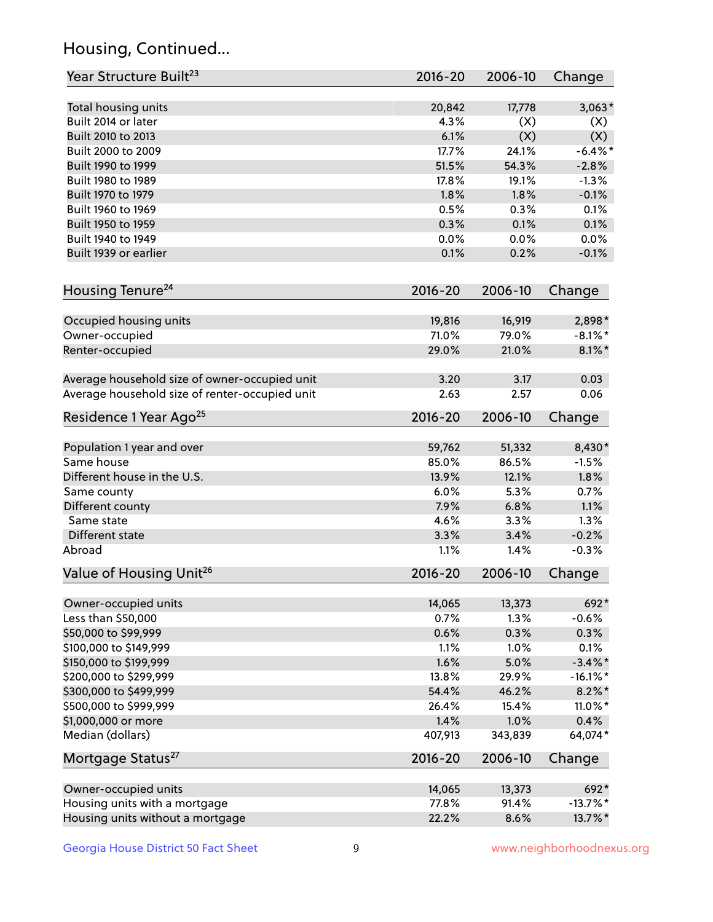## Housing, Continued...

| Year Structure Built[23] | 2016-20 | 2006-10 | Change |
|---|---|---|---|
| Total housing units | 20,842 | 17,778 | 3,063* |
| Built 2014 or later | 4.3% | (X) | (X) |
| Built 2010 to 2013 | 6.1% | (X) | (X) |
| Built 2000 to 2009 | 17.7% | 24.1% | -6.4%* |
| Built 1990 to 1999 | 51.5% | 54.3% | -2.8% |
| Built 1980 to 1989 | 17.8% | 19.1% | -1.3% |
| Built 1970 to 1979 | 1.8% | 1.8% | -0.1% |
| Built 1960 to 1969 | 0.5% | 0.3% | 0.1% |
| Built 1950 to 1959 | 0.3% | 0.1% | 0.1% |
| Built 1940 to 1949 | 0.0% | 0.0% | 0.0% |
| Built 1939 or earlier | 0.1% | 0.2% | -0.1% |

| Housing Tenure[24] | 2016-20 | 2006-10 | Change |
|---|---|---|---|
| Occupied housing units | 19,816 | 16,919 | 2,898* |
| Owner-occupied | 71.0% | 79.0% | -8.1%* |
| Renter-occupied | 29.0% | 21.0% | 8.1%* |
| Average household size of owner-occupied unit | 3.20 | 3.17 | 0.03 |
| Average household size of renter-occupied unit | 2.63 | 2.57 | 0.06 |

| Residence 1 Year Ago[25] | 2016-20 | 2006-10 | Change |
|---|---|---|---|
| Population 1 year and over | 59,762 | 51,332 | 8,430* |
| Same house | 85.0% | 86.5% | -1.5% |
| Different house in the U.S. | 13.9% | 12.1% | 1.8% |
| Same county | 6.0% | 5.3% | 0.7% |
| Different county | 7.9% | 6.8% | 1.1% |
| Same state | 4.6% | 3.3% | 1.3% |
| Different state | 3.3% | 3.4% | -0.2% |
| Abroad | 1.1% | 1.4% | -0.3% |

| Value of Housing Unit[26] | 2016-20 | 2006-10 | Change |
|---|---|---|---|
| Owner-occupied units | 14,065 | 13,373 | 692* |
| Less than $50,000 | 0.7% | 1.3% | -0.6% |
| $50,000 to $99,999 | 0.6% | 0.3% | 0.3% |
| $100,000 to $149,999 | 1.1% | 1.0% | 0.1% |
| $150,000 to $199,999 | 1.6% | 5.0% | -3.4%* |
| $200,000 to $299,999 | 13.8% | 29.9% | -16.1%* |
| $300,000 to $499,999 | 54.4% | 46.2% | 8.2%* |
| $500,000 to $999,999 | 26.4% | 15.4% | 11.0%* |
| $1,000,000 or more | 1.4% | 1.0% | 0.4% |
| Median (dollars) | 407,913 | 343,839 | 64,074* |

| Mortgage Status[27] | 2016-20 | 2006-10 | Change |
|---|---|---|---|
| Owner-occupied units | 14,065 | 13,373 | 692* |
| Housing units with a mortgage | 77.8% | 91.4% | -13.7%* |
| Housing units without a mortgage | 22.2% | 8.6% | 13.7%* |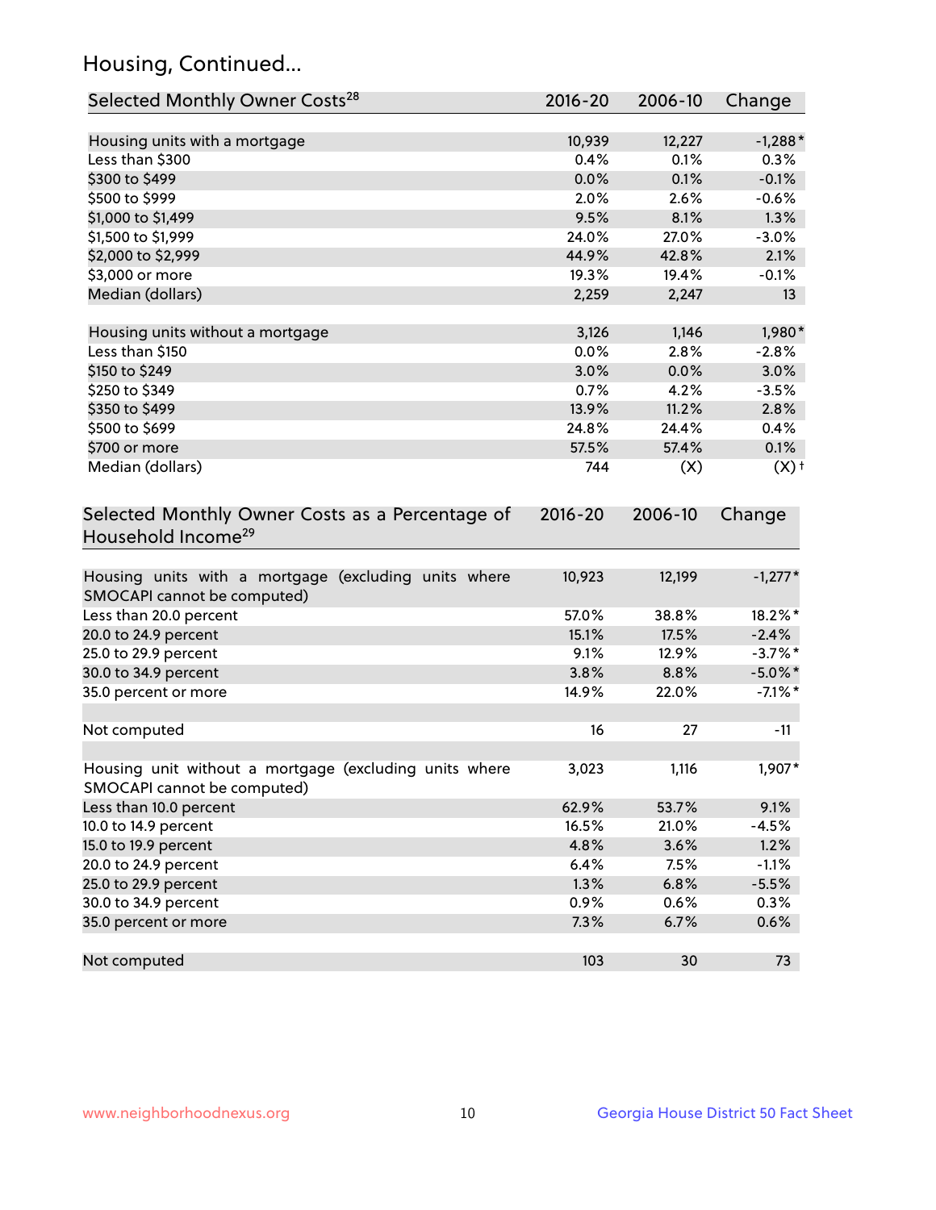## Housing, Continued...

| Selected Monthly Owner Costs[28] | 2016-20 | 2006-10 | Change |
|---|---|---|---|
| Housing units with a mortgage | 10,939 | 12,227 | -1,288* |
| Less than $300 | 0.4% | 0.1% | 0.3% |
| $300 to $499 | 0.0% | 0.1% | -0.1% |
| $500 to $999 | 2.0% | 2.6% | -0.6% |
| $1,000 to $1,499 | 9.5% | 8.1% | 1.3% |
| $1,500 to $1,999 | 24.0% | 27.0% | -3.0% |
| $2,000 to $2,999 | 44.9% | 42.8% | 2.1% |
| $3,000 or more | 19.3% | 19.4% | -0.1% |
| Median (dollars) | 2,259 | 2,247 | 13 |
| | | | |
| Housing units without a mortgage | 3,126 | 1,146 | 1,980* |
| Less than $150 | 0.0% | 2.8% | -2.8% |
| $150 to $249 | 3.0% | 0.0% | 3.0% |
| $250 to $349 | 0.7% | 4.2% | -3.5% |
| $350 to $499 | 13.9% | 11.2% | 2.8% |
| $500 to $699 | 24.8% | 24.4% | 0.4% |
| $700 or more | 57.5% | 57.4% | 0.1% |
| Median (dollars) | 744 | (X) | (X)† |

| Selected Monthly Owner Costs as a Percentage of Household Income[29] | 2016-20 | 2006-10 | Change |
|---|---|---|---|
| Housing units with a mortgage (excluding units where SMOCAPI cannot be computed) | 10,923 | 12,199 | -1,277* |
| Less than 20.0 percent | 57.0% | 38.8% | 18.2%* |
| 20.0 to 24.9 percent | 15.1% | 17.5% | -2.4% |
| 25.0 to 29.9 percent | 9.1% | 12.9% | -3.7%* |
| 30.0 to 34.9 percent | 3.8% | 8.8% | -5.0%* |
| 35.0 percent or more | 14.9% | 22.0% | -7.1%* |
| | | | |
| Not computed | 16 | 27 | -11 |
| | | | |
| Housing unit without a mortgage (excluding units where SMOCAPI cannot be computed) | 3,023 | 1,116 | 1,907* |
| Less than 10.0 percent | 62.9% | 53.7% | 9.1% |
| 10.0 to 14.9 percent | 16.5% | 21.0% | -4.5% |
| 15.0 to 19.9 percent | 4.8% | 3.6% | 1.2% |
| 20.0 to 24.9 percent | 6.4% | 7.5% | -1.1% |
| 25.0 to 29.9 percent | 1.3% | 6.8% | -5.5% |
| 30.0 to 34.9 percent | 0.9% | 0.6% | 0.3% |
| 35.0 percent or more | 7.3% | 6.7% | 0.6% |
| | | | |
| Not computed | 103 | 30 | 73 |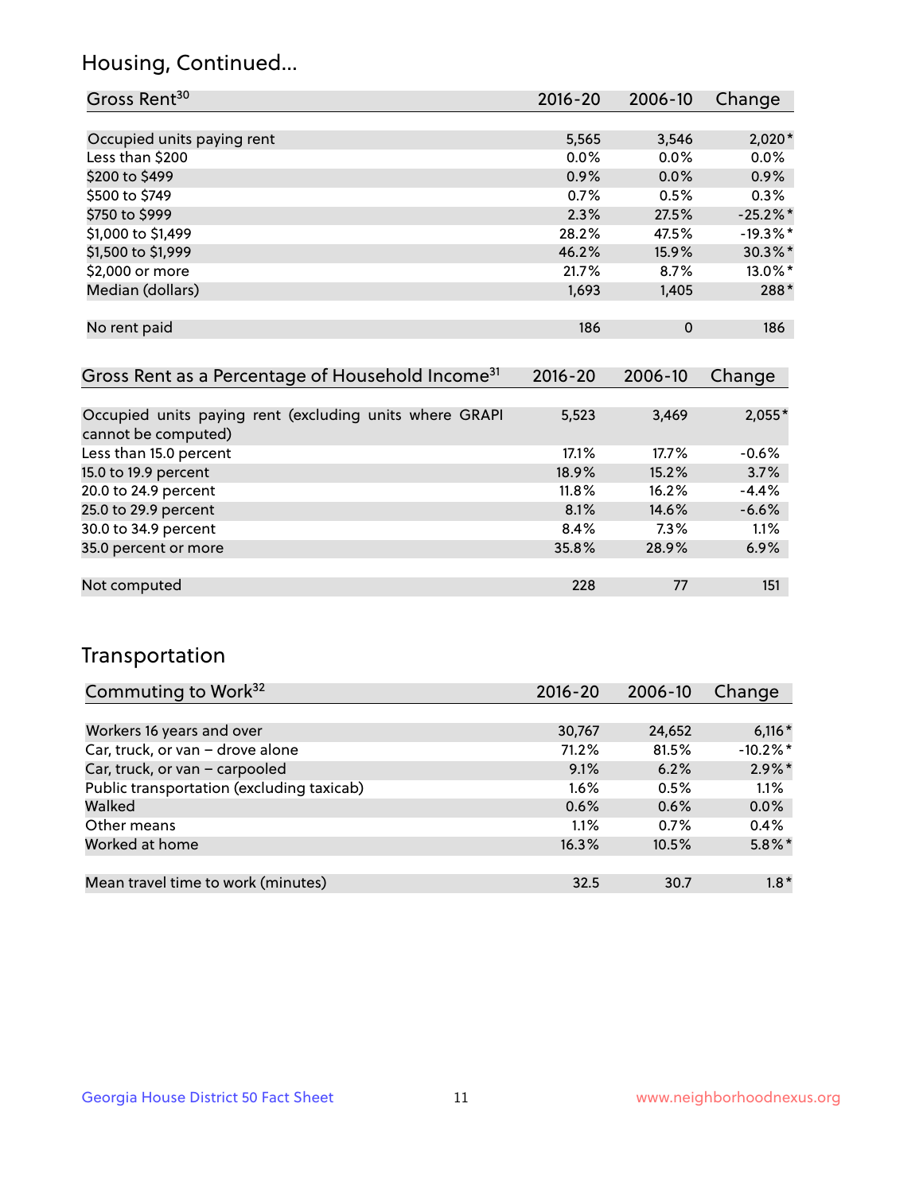## Housing, Continued...

| Gross Rent[30] | 2016-20 | 2006-10 | Change |
|---|---|---|---|
| Occupied units paying rent | 5,565 | 3,546 | 2,020* |
| Less than $200 | 0.0% | 0.0% | 0.0% |
| $200 to $499 | 0.9% | 0.0% | 0.9% |
| $500 to $749 | 0.7% | 0.5% | 0.3% |
| $750 to $999 | 2.3% | 27.5% | -25.2%* |
| $1,000 to $1,499 | 28.2% | 47.5% | -19.3%* |
| $1,500 to $1,999 | 46.2% | 15.9% | 30.3%* |
| $2,000 or more | 21.7% | 8.7% | 13.0%* |
| Median (dollars) | 1,693 | 1,405 | 288* |
| No rent paid | 186 | 0 | 186 |

| Gross Rent as a Percentage of Household Income[31] | 2016-20 | 2006-10 | Change |
|---|---|---|---|
| Occupied units paying rent (excluding units where GRAPI cannot be computed) | 5,523 | 3,469 | 2,055* |
| Less than 15.0 percent | 17.1% | 17.7% | -0.6% |
| 15.0 to 19.9 percent | 18.9% | 15.2% | 3.7% |
| 20.0 to 24.9 percent | 11.8% | 16.2% | -4.4% |
| 25.0 to 29.9 percent | 8.1% | 14.6% | -6.6% |
| 30.0 to 34.9 percent | 8.4% | 7.3% | 1.1% |
| 35.0 percent or more | 35.8% | 28.9% | 6.9% |
| Not computed | 228 | 77 | 151 |

## Transportation

| Commuting to Work[32] | 2016-20 | 2006-10 | Change |
|---|---|---|---|
| Workers 16 years and over | 30,767 | 24,652 | 6,116* |
| Car, truck, or van – drove alone | 71.2% | 81.5% | -10.2%* |
| Car, truck, or van – carpooled | 9.1% | 6.2% | 2.9%* |
| Public transportation (excluding taxicab) | 1.6% | 0.5% | 1.1% |
| Walked | 0.6% | 0.6% | 0.0% |
| Other means | 1.1% | 0.7% | 0.4% |
| Worked at home | 16.3% | 10.5% | 5.8%* |
| Mean travel time to work (minutes) | 32.5 | 30.7 | 1.8* |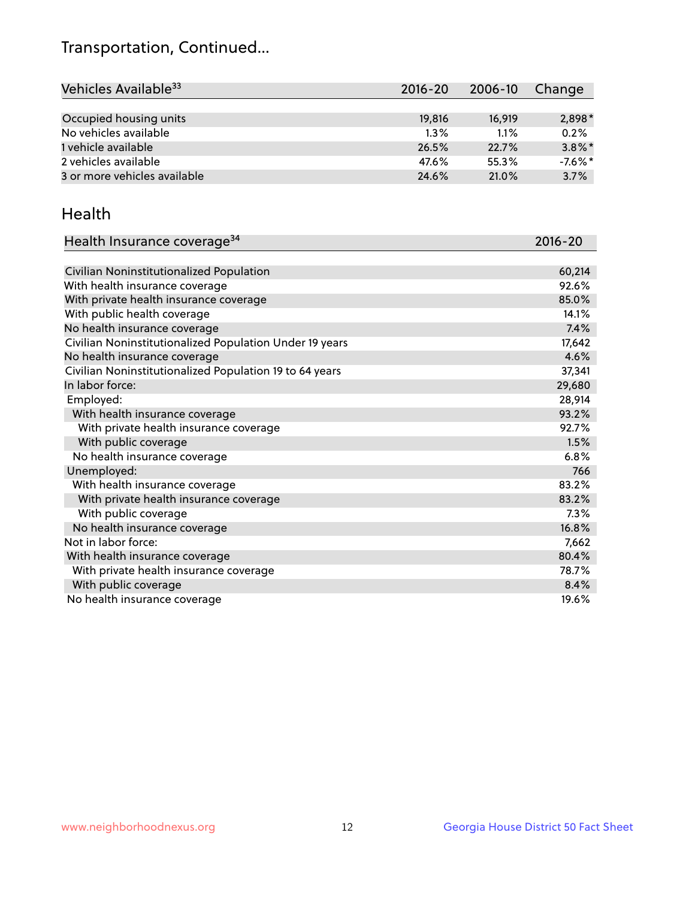# Transportation, Continued...

| Vehicles Available[33] | 2016-20 | 2006-10 | Change |
|---|---|---|---|
| Occupied housing units | 19,816 | 16,919 | 2,898* |
| No vehicles available | 1.3% | 1.1% | 0.2% |
| 1 vehicle available | 26.5% | 22.7% | 3.8%* |
| 2 vehicles available | 47.6% | 55.3% | -7.6%* |
| 3 or more vehicles available | 24.6% | 21.0% | 3.7% |

## Health

| Health Insurance coverage[34] | 2016-20 |
|---|---|
| Civilian Noninstitutionalized Population | 60,214 |
| With health insurance coverage | 92.6% |
| With private health insurance coverage | 85.0% |
| With public health coverage | 14.1% |
| No health insurance coverage | 7.4% |
| Civilian Noninstitutionalized Population Under 19 years | 17,642 |
| No health insurance coverage | 4.6% |
| Civilian Noninstitutionalized Population 19 to 64 years | 37,341 |
| In labor force: | 29,680 |
| Employed: | 28,914 |
| With health insurance coverage | 93.2% |
| With private health insurance coverage | 92.7% |
| With public coverage | 1.5% |
| No health insurance coverage | 6.8% |
| Unemployed: | 766 |
| With health insurance coverage | 83.2% |
| With private health insurance coverage | 83.2% |
| With public coverage | 7.3% |
| No health insurance coverage | 16.8% |
| Not in labor force: | 7,662 |
| With health insurance coverage | 80.4% |
| With private health insurance coverage | 78.7% |
| With public coverage | 8.4% |
| No health insurance coverage | 19.6% |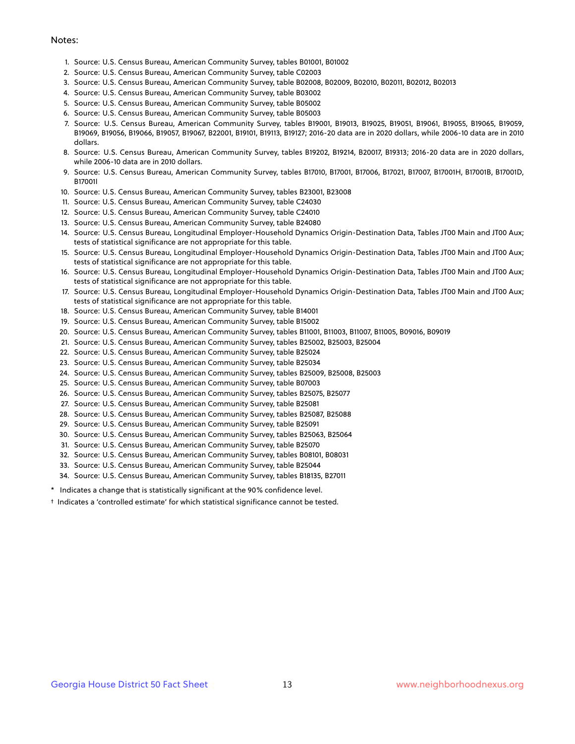Notes:

1. Source: U.S. Census Bureau, American Community Survey, tables B01001, B01002
2. Source: U.S. Census Bureau, American Community Survey, table C02003
3. Source: U.S. Census Bureau, American Community Survey, table B02008, B02009, B02010, B02011, B02012, B02013
4. Source: U.S. Census Bureau, American Community Survey, table B03002
5. Source: U.S. Census Bureau, American Community Survey, table B05002
6. Source: U.S. Census Bureau, American Community Survey, table B05003
7. Source: U.S. Census Bureau, American Community Survey, tables B19001, B19013, B19025, B19051, B19061, B19055, B19065, B19059, B19069, B19056, B19066, B19057, B19067, B22001, B19101, B19113, B19127; 2016-20 data are in 2020 dollars, while 2006-10 data are in 2010 dollars.
8. Source: U.S. Census Bureau, American Community Survey, tables B19202, B19214, B20017, B19313; 2016-20 data are in 2020 dollars, while 2006-10 data are in 2010 dollars.
9. Source: U.S. Census Bureau, American Community Survey, tables B17010, B17001, B17006, B17021, B17007, B17001H, B17001B, B17001D, B17001I
10. Source: U.S. Census Bureau, American Community Survey, tables B23001, B23008
11. Source: U.S. Census Bureau, American Community Survey, table C24030
12. Source: U.S. Census Bureau, American Community Survey, table C24010
13. Source: U.S. Census Bureau, American Community Survey, table B24080
14. Source: U.S. Census Bureau, Longitudinal Employer-Household Dynamics Origin-Destination Data, Tables JT00 Main and JT00 Aux; tests of statistical significance are not appropriate for this table.
15. Source: U.S. Census Bureau, Longitudinal Employer-Household Dynamics Origin-Destination Data, Tables JT00 Main and JT00 Aux; tests of statistical significance are not appropriate for this table.
16. Source: U.S. Census Bureau, Longitudinal Employer-Household Dynamics Origin-Destination Data, Tables JT00 Main and JT00 Aux; tests of statistical significance are not appropriate for this table.
17. Source: U.S. Census Bureau, Longitudinal Employer-Household Dynamics Origin-Destination Data, Tables JT00 Main and JT00 Aux; tests of statistical significance are not appropriate for this table.
18. Source: U.S. Census Bureau, American Community Survey, table B14001
19. Source: U.S. Census Bureau, American Community Survey, table B15002
20. Source: U.S. Census Bureau, American Community Survey, tables B11001, B11003, B11007, B11005, B09016, B09019
21. Source: U.S. Census Bureau, American Community Survey, tables B25002, B25003, B25004
22. Source: U.S. Census Bureau, American Community Survey, table B25024
23. Source: U.S. Census Bureau, American Community Survey, table B25034
24. Source: U.S. Census Bureau, American Community Survey, tables B25009, B25008, B25003
25. Source: U.S. Census Bureau, American Community Survey, table B07003
26. Source: U.S. Census Bureau, American Community Survey, tables B25075, B25077
27. Source: U.S. Census Bureau, American Community Survey, table B25081
28. Source: U.S. Census Bureau, American Community Survey, tables B25087, B25088
29. Source: U.S. Census Bureau, American Community Survey, table B25091
30. Source: U.S. Census Bureau, American Community Survey, tables B25063, B25064
31. Source: U.S. Census Bureau, American Community Survey, table B25070
32. Source: U.S. Census Bureau, American Community Survey, tables B08101, B08031
33. Source: U.S. Census Bureau, American Community Survey, table B25044
34. Source: U.S. Census Bureau, American Community Survey, tables B18135, B27011

\* Indicates a change that is statistically significant at the 90% confidence level.

† Indicates a 'controlled estimate' for which statistical significance cannot be tested.